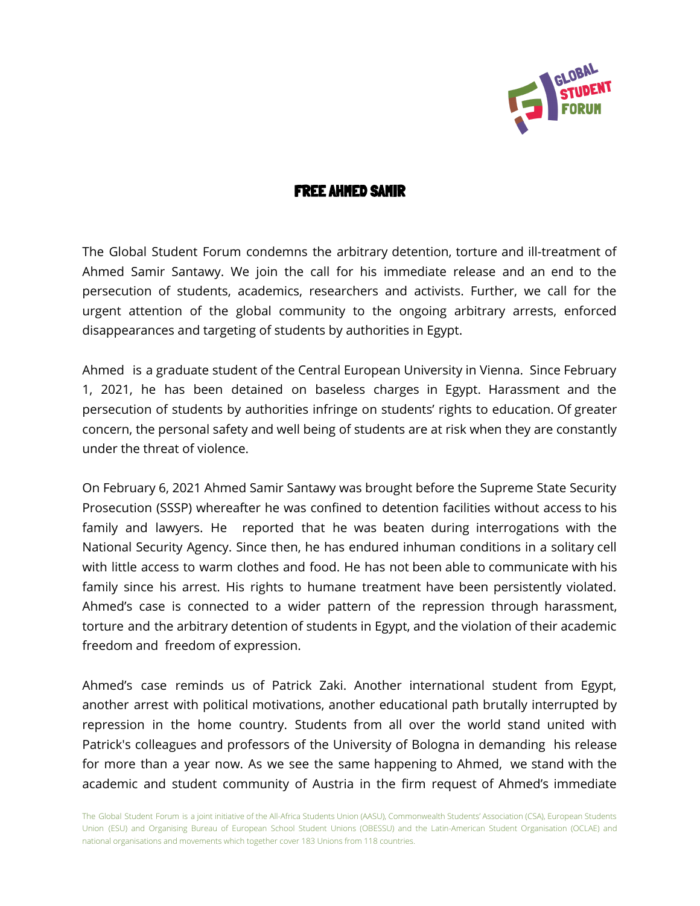# FREE AHMED SAMIR

The Global Student Forum condemns the arbitrary detention, torture and ill-treatment of Ahmed Samir Santawy. We join the call for his immediate release and an end to the persecution of students, academics, researchers and activists. Further, we call for the urgent attention of the global community to the ongoing arbitrary arrests, enforced disappearances and targeting of students by authorities in Egypt.

Ahmed is a graduate student of the Central European University in Vienna. Since February 1, 2021, he has been detained on baseless charges in Egypt. Harassment and the persecution of students by authorities infringe on students' rights to education. Of greater concern, the personal safety and well being of students are at risk when they are constantly under the threat of violence.

On February 6, 2021 Ahmed Samir Santawy was brought before the Supreme State Security Prosecution (SSSP) whereafter he was confined to detention facilities without access to his family and lawyers. He reported that he was beaten during interrogations with the National Security Agency. Since then, he has endured inhuman conditions in a solitary cell with little access to warm clothes and food. He has not been able to communicate with his family since his arrest. His rights to humane treatment have been persistently violated. Ahmed's case is connected to a wider pattern of the repression through harassment, torture and the arbitrary detention of students in Egypt, and the violation of their academic freedom and freedom of expression.

Ahmed's case reminds us of Patrick Zaki. Another international student from Egypt, another arrest with political motivations, another educational path brutally interrupted by repression in the home country. Students from all over the world stand united with Patrick's colleagues and professors of the University of Bologna in demanding his release for more than a year now. As we see the same happening to Ahmed, we stand with the academic and student community of Austria in the firm request of Ahmed's immediate

The Global Student Forum is a joint initiative of the All-Africa Students Union (AASU), Commonwealth Students' Association (CSA), European Students Union (ESU) and Organising Bureau of European School Student Unions (OBESSU) and the Latin-American Student Organisation (OCLAE) and national organisations and movements which together cover 183 Unions from 118 countries.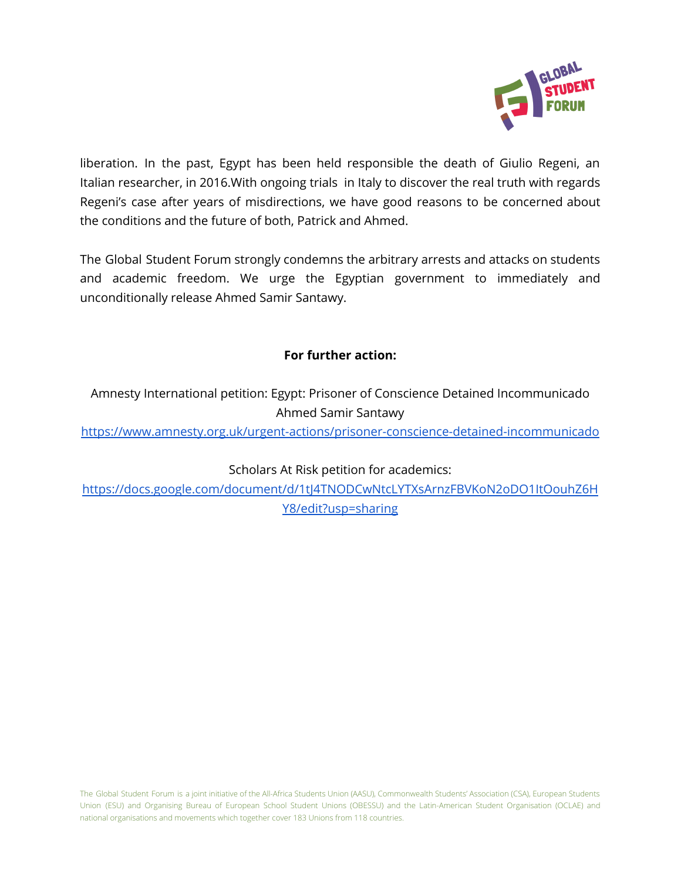liberation. In the past, Egypt has been held responsible the death of Giulio Regeni, an Italian researcher, in 2016.With ongoing trials in Italy to discover the real truth with regards Regeni's case after years of misdirections, we have good reasons to be concerned about the conditions and the future of both, Patrick and Ahmed.

The Global Student Forum strongly condemns the arbitrary arrests and attacks on students and academic freedom. We urge the Egyptian government to immediately and unconditionally release Ahmed Samir Santawy.

**For further action:**

Amnesty International petition: Egypt: Prisoner of Conscience Detained Incommunicado Ahmed Samir Santawy
https://www.amnesty.org.uk/urgent-actions/prisoner-conscience-detained-incommunicado

Scholars At Risk petition for academics:
https://docs.google.com/document/d/1tJ4TNODCwNtcLYTXsArnzFBVKoN2oDO1ItOouhZ6HY8/edit?usp=sharing

The Global Student Forum is a joint initiative of the All-Africa Students Union (AASU), Commonwealth Students' Association (CSA), European Students Union (ESU) and Organising Bureau of European School Student Unions (OBESSU) and the Latin-American Student Organisation (OCLAE) and national organisations and movements which together cover 183 Unions from 118 countries.